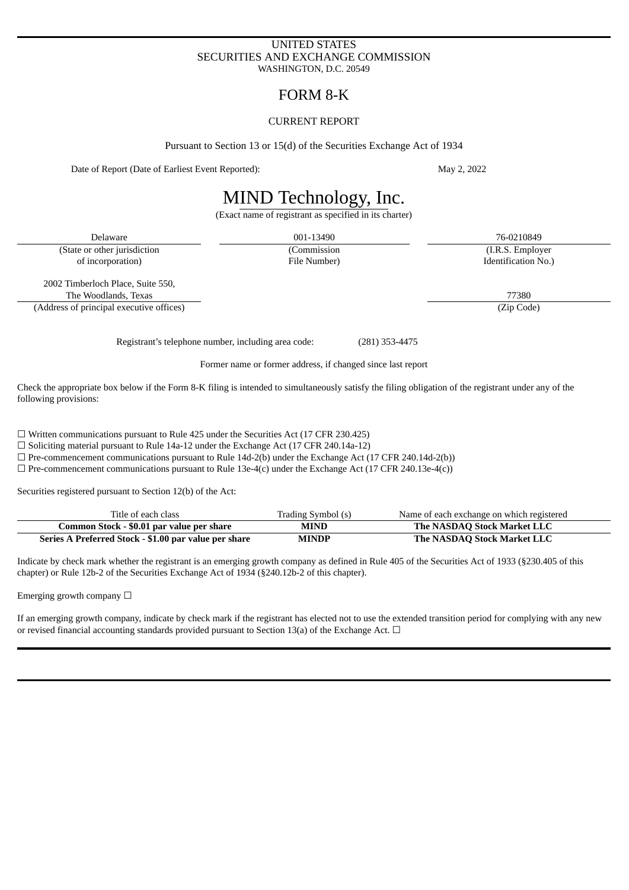UNITED STATES
SECURITIES AND EXCHANGE COMMISSION
WASHINGTON, D.C. 20549

# FORM 8-K

CURRENT REPORT

Pursuant to Section 13 or 15(d) of the Securities Exchange Act of 1934

Date of Report (Date of Earliest Event Reported): May 2, 2022

# MIND Technology, Inc.

(Exact name of registrant as specified in its charter)

| Delaware | 001-13490 | 76-0210849 |
|---|---|---|
| (State or other jurisdiction of incorporation) | (Commission File Number) | (I.R.S. Employer Identification No.) |

| 2002 Timberloch Place, Suite 550, The Woodlands, Texas | 77380 |
|---|---|
| (Address of principal executive offices) | (Zip Code) |

Registrant's telephone number, including area code: (281) 353-4475

Former name or former address, if changed since last report

Check the appropriate box below if the Form 8-K filing is intended to simultaneously satisfy the filing obligation of the registrant under any of the following provisions:

☐ Written communications pursuant to Rule 425 under the Securities Act (17 CFR 230.425)
☐ Soliciting material pursuant to Rule 14a-12 under the Exchange Act (17 CFR 240.14a-12)
☐ Pre-commencement communications pursuant to Rule 14d-2(b) under the Exchange Act (17 CFR 240.14d-2(b))
☐ Pre-commencement communications pursuant to Rule 13e-4(c) under the Exchange Act (17 CFR 240.13e-4(c))

Securities registered pursuant to Section 12(b) of the Act:

| Title of each class | Trading Symbol (s) | Name of each exchange on which registered |
|---|---|---|
| **Common Stock - $0.01 par value per share** | **MIND** | **The NASDAQ Stock Market LLC** |
| **Series A Preferred Stock - $1.00 par value per share** | **MINDP** | **The NASDAQ Stock Market LLC** |

Indicate by check mark whether the registrant is an emerging growth company as defined in Rule 405 of the Securities Act of 1933 (§230.405 of this chapter) or Rule 12b-2 of the Securities Exchange Act of 1934 (§240.12b-2 of this chapter).

Emerging growth company ☐

If an emerging growth company, indicate by check mark if the registrant has elected not to use the extended transition period for complying with any new or revised financial accounting standards provided pursuant to Section 13(a) of the Exchange Act. ☐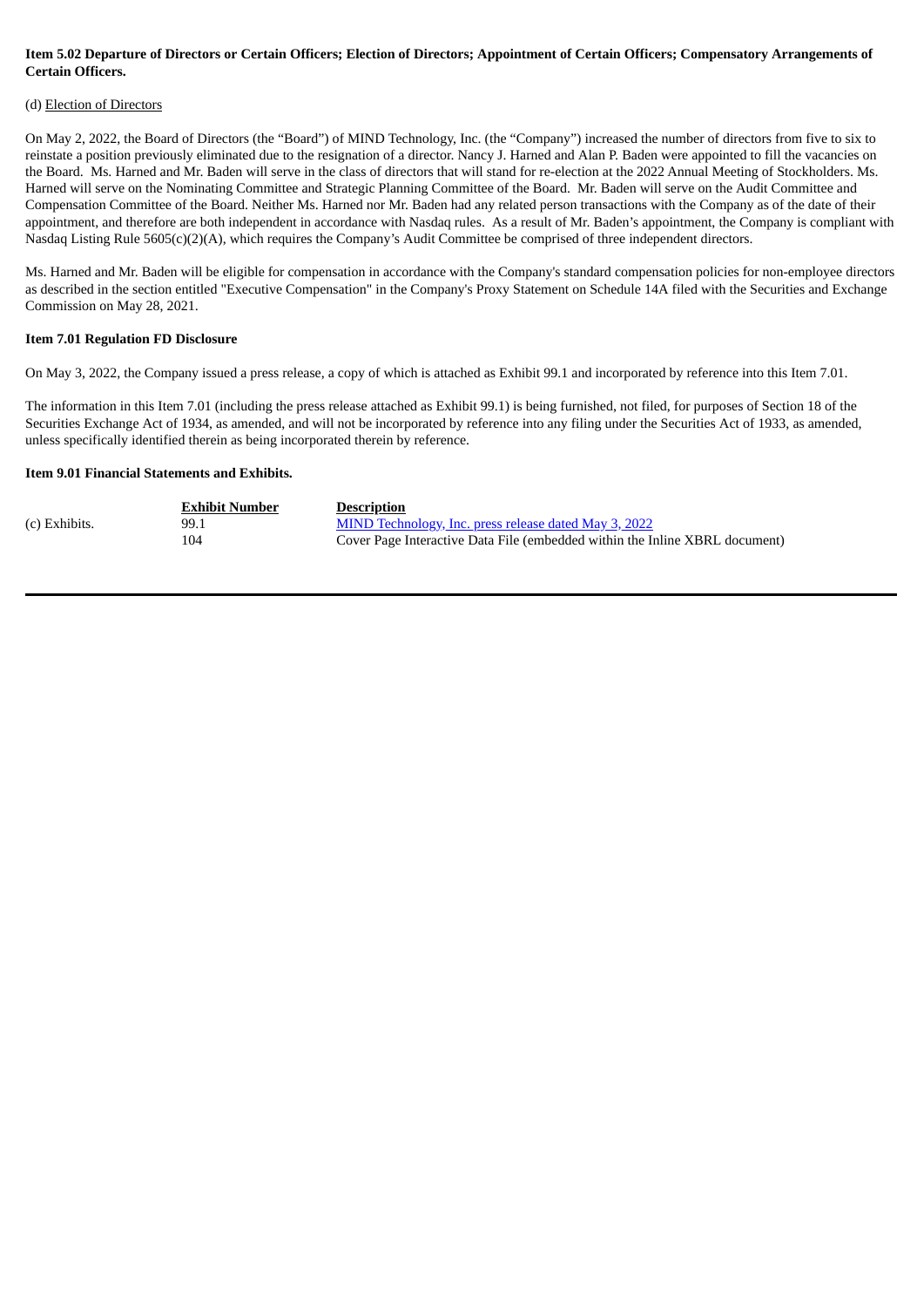**Item 5.02 Departure of Directors or Certain Officers; Election of Directors; Appointment of Certain Officers; Compensatory Arrangements of Certain Officers.**

(d) Election of Directors

On May 2, 2022, the Board of Directors (the "Board") of MIND Technology, Inc. (the "Company") increased the number of directors from five to six to reinstate a position previously eliminated due to the resignation of a director. Nancy J. Harned and Alan P. Baden were appointed to fill the vacancies on the Board. Ms. Harned and Mr. Baden will serve in the class of directors that will stand for re-election at the 2022 Annual Meeting of Stockholders. Ms. Harned will serve on the Nominating Committee and Strategic Planning Committee of the Board. Mr. Baden will serve on the Audit Committee and Compensation Committee of the Board. Neither Ms. Harned nor Mr. Baden had any related person transactions with the Company as of the date of their appointment, and therefore are both independent in accordance with Nasdaq rules. As a result of Mr. Baden's appointment, the Company is compliant with Nasdaq Listing Rule 5605(c)(2)(A), which requires the Company's Audit Committee be comprised of three independent directors.

Ms. Harned and Mr. Baden will be eligible for compensation in accordance with the Company's standard compensation policies for non-employee directors as described in the section entitled "Executive Compensation" in the Company's Proxy Statement on Schedule 14A filed with the Securities and Exchange Commission on May 28, 2021.

**Item 7.01 Regulation FD Disclosure**

On May 3, 2022, the Company issued a press release, a copy of which is attached as Exhibit 99.1 and incorporated by reference into this Item 7.01.

The information in this Item 7.01 (including the press release attached as Exhibit 99.1) is being furnished, not filed, for purposes of Section 18 of the Securities Exchange Act of 1934, as amended, and will not be incorporated by reference into any filing under the Securities Act of 1933, as amended, unless specifically identified therein as being incorporated therein by reference.

**Item 9.01 Financial Statements and Exhibits.**

| | Exhibit Number | Description |
|---|---|---|
| (c) Exhibits. | 99.1 | MIND Technology, Inc. press release dated May 3, 2022 |
| | 104 | Cover Page Interactive Data File (embedded within the Inline XBRL document) |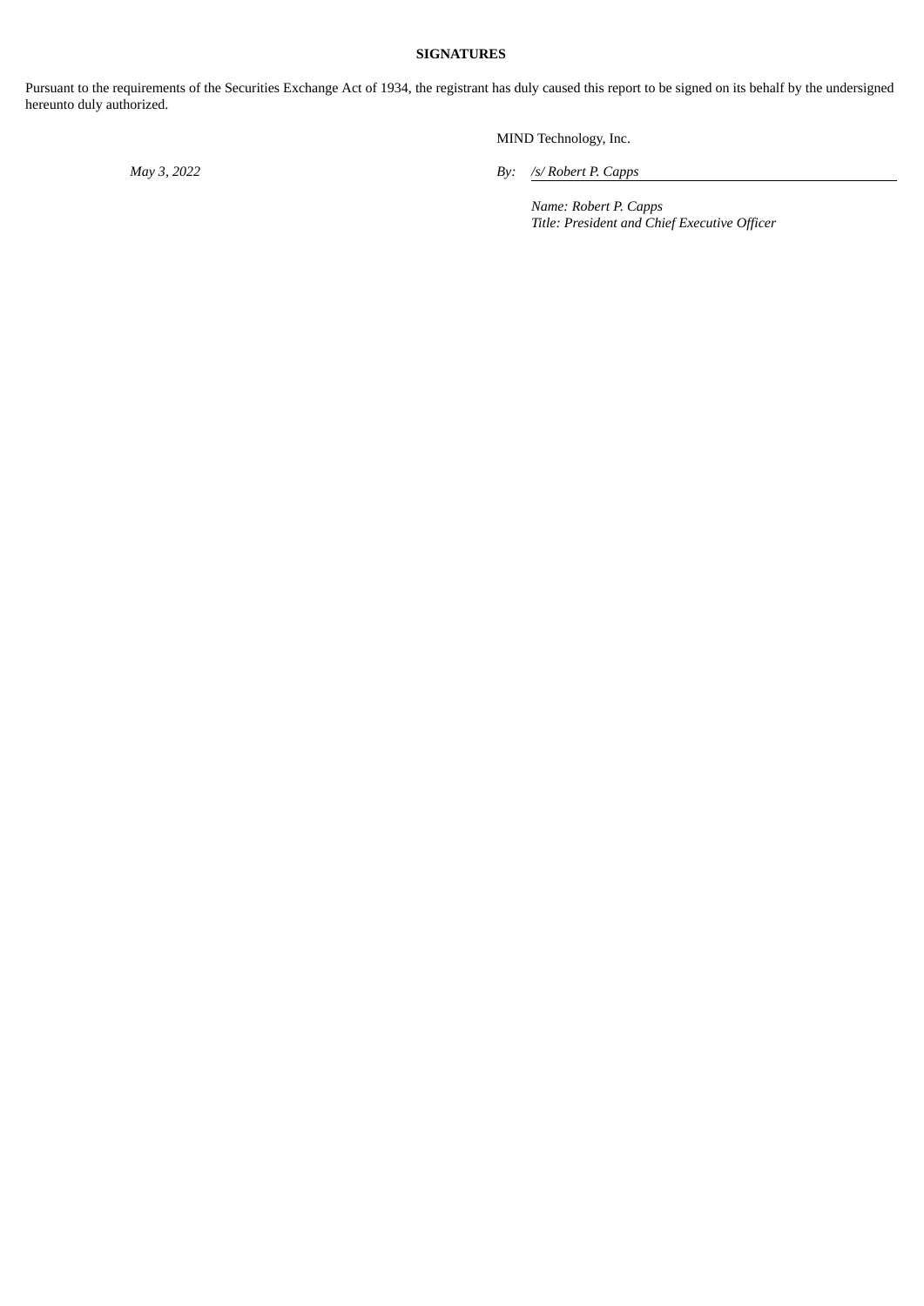**SIGNATURES**

Pursuant to the requirements of the Securities Exchange Act of 1934, the registrant has duly caused this report to be signed on its behalf by the undersigned hereunto duly authorized.

MIND Technology, Inc.

*May 3, 2022*

*By: /s/ Robert P. Capps*

*Name: Robert P. Capps*
*Title: President and Chief Executive Officer*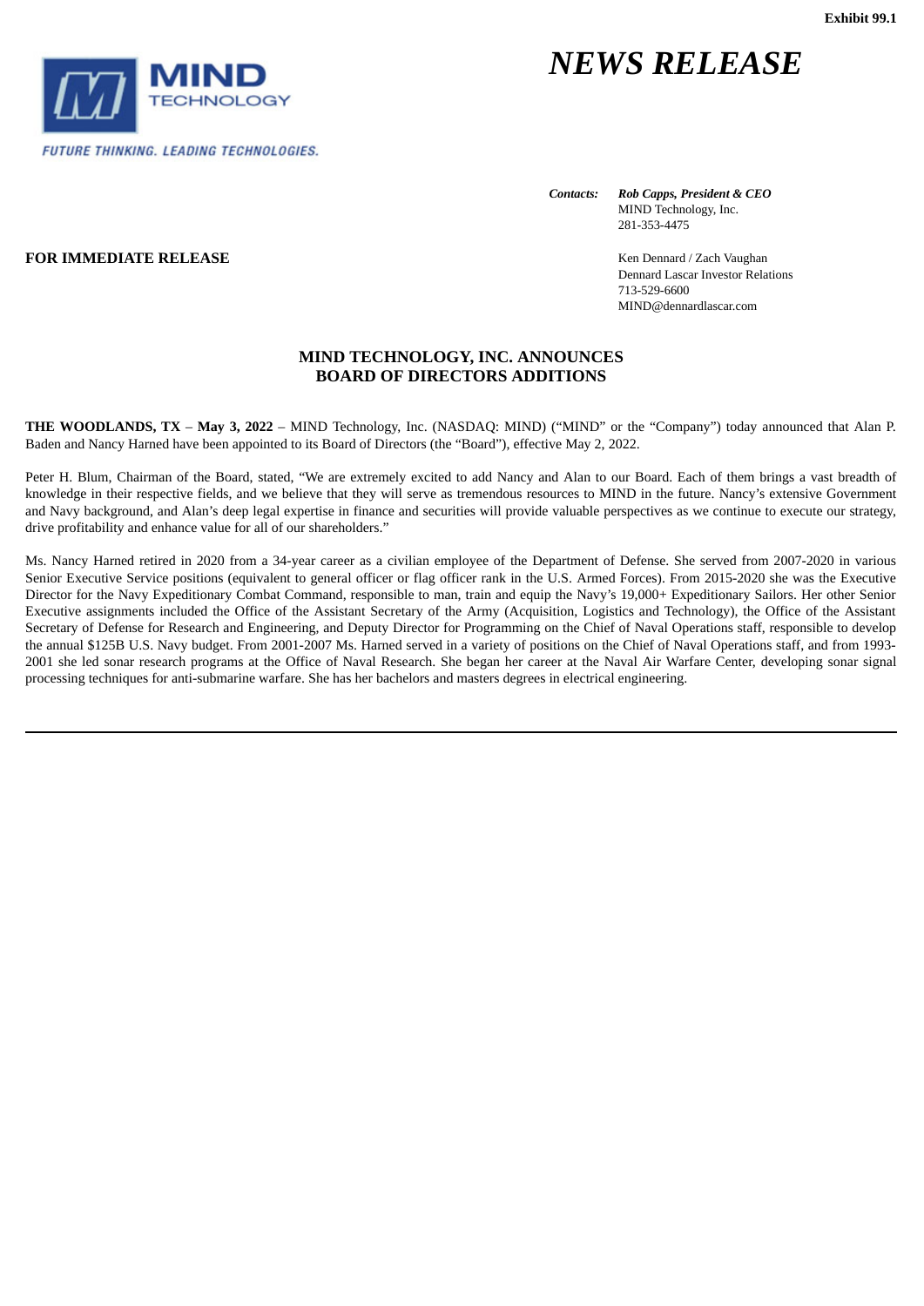Exhibit 99.1

MIND TECHNOLOGY

*FUTURE THINKING. LEADING TECHNOLOGIES.*

# *NEWS RELEASE*

***Contacts:*** ***Rob Capps, President & CEO***
MIND Technology, Inc.
281-353-4475

Ken Dennard / Zach Vaughan
Dennard Lascar Investor Relations
713-529-6600
MIND@dennardlascar.com

**FOR IMMEDIATE RELEASE**

## MIND TECHNOLOGY, INC. ANNOUNCES BOARD OF DIRECTORS ADDITIONS

**THE WOODLANDS, TX** – **May 3, 2022** – MIND Technology, Inc. (NASDAQ: MIND) ("MIND" or the "Company") today announced that Alan P. Baden and Nancy Harned have been appointed to its Board of Directors (the "Board"), effective May 2, 2022.

Peter H. Blum, Chairman of the Board, stated, "We are extremely excited to add Nancy and Alan to our Board. Each of them brings a vast breadth of knowledge in their respective fields, and we believe that they will serve as tremendous resources to MIND in the future. Nancy's extensive Government and Navy background, and Alan's deep legal expertise in finance and securities will provide valuable perspectives as we continue to execute our strategy, drive profitability and enhance value for all of our shareholders."

Ms. Nancy Harned retired in 2020 from a 34-year career as a civilian employee of the Department of Defense. She served from 2007-2020 in various Senior Executive Service positions (equivalent to general officer or flag officer rank in the U.S. Armed Forces). From 2015-2020 she was the Executive Director for the Navy Expeditionary Combat Command, responsible to man, train and equip the Navy's 19,000+ Expeditionary Sailors. Her other Senior Executive assignments included the Office of the Assistant Secretary of the Army (Acquisition, Logistics and Technology), the Office of the Assistant Secretary of Defense for Research and Engineering, and Deputy Director for Programming on the Chief of Naval Operations staff, responsible to develop the annual $125B U.S. Navy budget. From 2001-2007 Ms. Harned served in a variety of positions on the Chief of Naval Operations staff, and from 1993-2001 she led sonar research programs at the Office of Naval Research. She began her career at the Naval Air Warfare Center, developing sonar signal processing techniques for anti-submarine warfare. She has her bachelors and masters degrees in electrical engineering.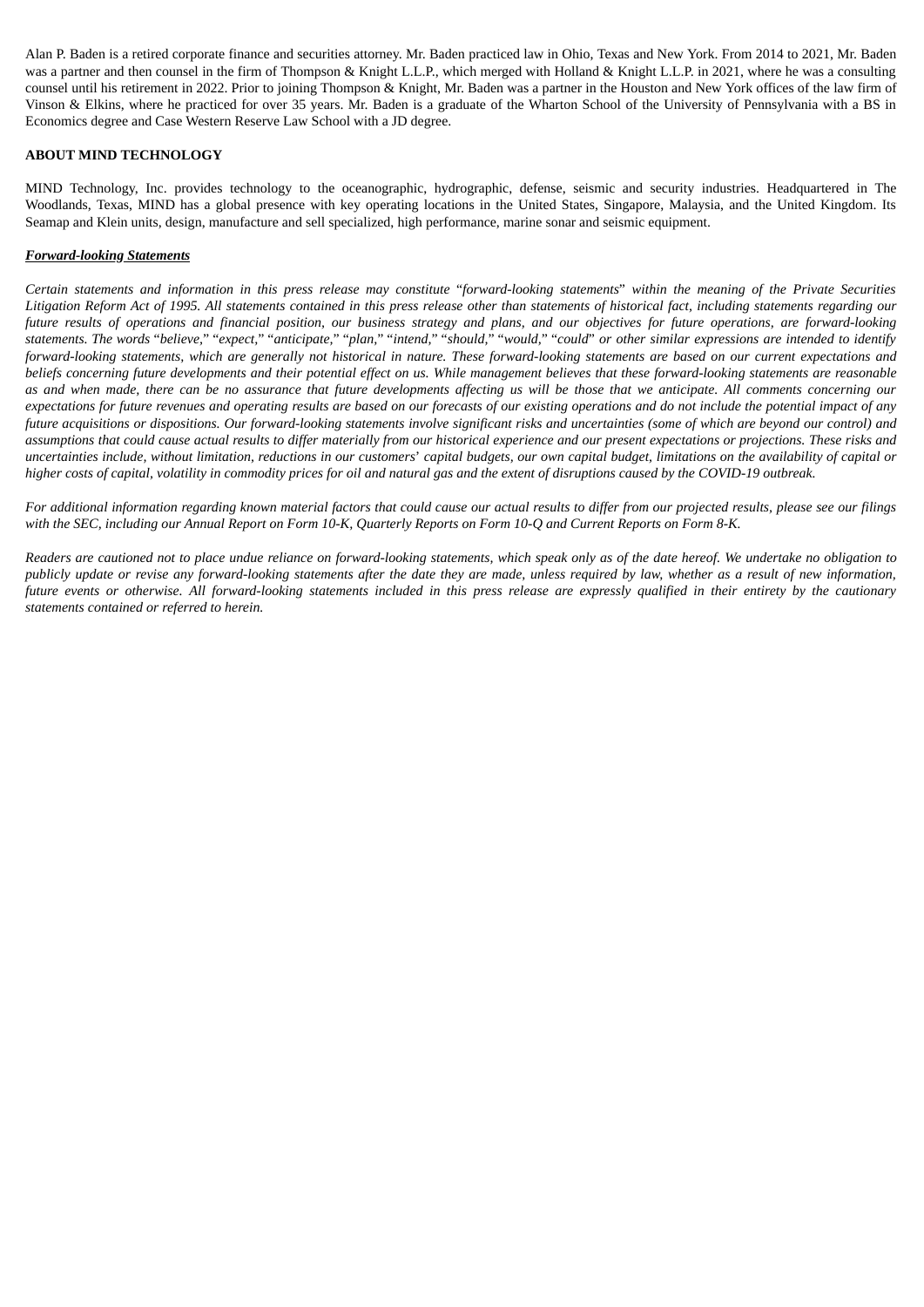Alan P. Baden is a retired corporate finance and securities attorney. Mr. Baden practiced law in Ohio, Texas and New York. From 2014 to 2021, Mr. Baden was a partner and then counsel in the firm of Thompson & Knight L.L.P., which merged with Holland & Knight L.L.P. in 2021, where he was a consulting counsel until his retirement in 2022. Prior to joining Thompson & Knight, Mr. Baden was a partner in the Houston and New York offices of the law firm of Vinson & Elkins, where he practiced for over 35 years. Mr. Baden is a graduate of the Wharton School of the University of Pennsylvania with a BS in Economics degree and Case Western Reserve Law School with a JD degree.

**ABOUT MIND TECHNOLOGY**

MIND Technology, Inc. provides technology to the oceanographic, hydrographic, defense, seismic and security industries. Headquartered in The Woodlands, Texas, MIND has a global presence with key operating locations in the United States, Singapore, Malaysia, and the United Kingdom. Its Seamap and Klein units, design, manufacture and sell specialized, high performance, marine sonar and seismic equipment.

***Forward-looking Statements***

*Certain statements and information in this press release may constitute "forward-looking statements" within the meaning of the Private Securities Litigation Reform Act of 1995. All statements contained in this press release other than statements of historical fact, including statements regarding our future results of operations and financial position, our business strategy and plans, and our objectives for future operations, are forward-looking statements. The words "believe," "expect," "anticipate," "plan," "intend," "should," "would," "could" or other similar expressions are intended to identify forward-looking statements, which are generally not historical in nature. These forward-looking statements are based on our current expectations and beliefs concerning future developments and their potential effect on us. While management believes that these forward-looking statements are reasonable as and when made, there can be no assurance that future developments affecting us will be those that we anticipate. All comments concerning our expectations for future revenues and operating results are based on our forecasts of our existing operations and do not include the potential impact of any future acquisitions or dispositions. Our forward-looking statements involve significant risks and uncertainties (some of which are beyond our control) and assumptions that could cause actual results to differ materially from our historical experience and our present expectations or projections. These risks and uncertainties include, without limitation, reductions in our customers' capital budgets, our own capital budget, limitations on the availability of capital or higher costs of capital, volatility in commodity prices for oil and natural gas and the extent of disruptions caused by the COVID-19 outbreak.*

*For additional information regarding known material factors that could cause our actual results to differ from our projected results, please see our filings with the SEC, including our Annual Report on Form 10-K, Quarterly Reports on Form 10-Q and Current Reports on Form 8-K.*

*Readers are cautioned not to place undue reliance on forward-looking statements, which speak only as of the date hereof. We undertake no obligation to publicly update or revise any forward-looking statements after the date they are made, unless required by law, whether as a result of new information, future events or otherwise. All forward-looking statements included in this press release are expressly qualified in their entirety by the cautionary statements contained or referred to herein.*